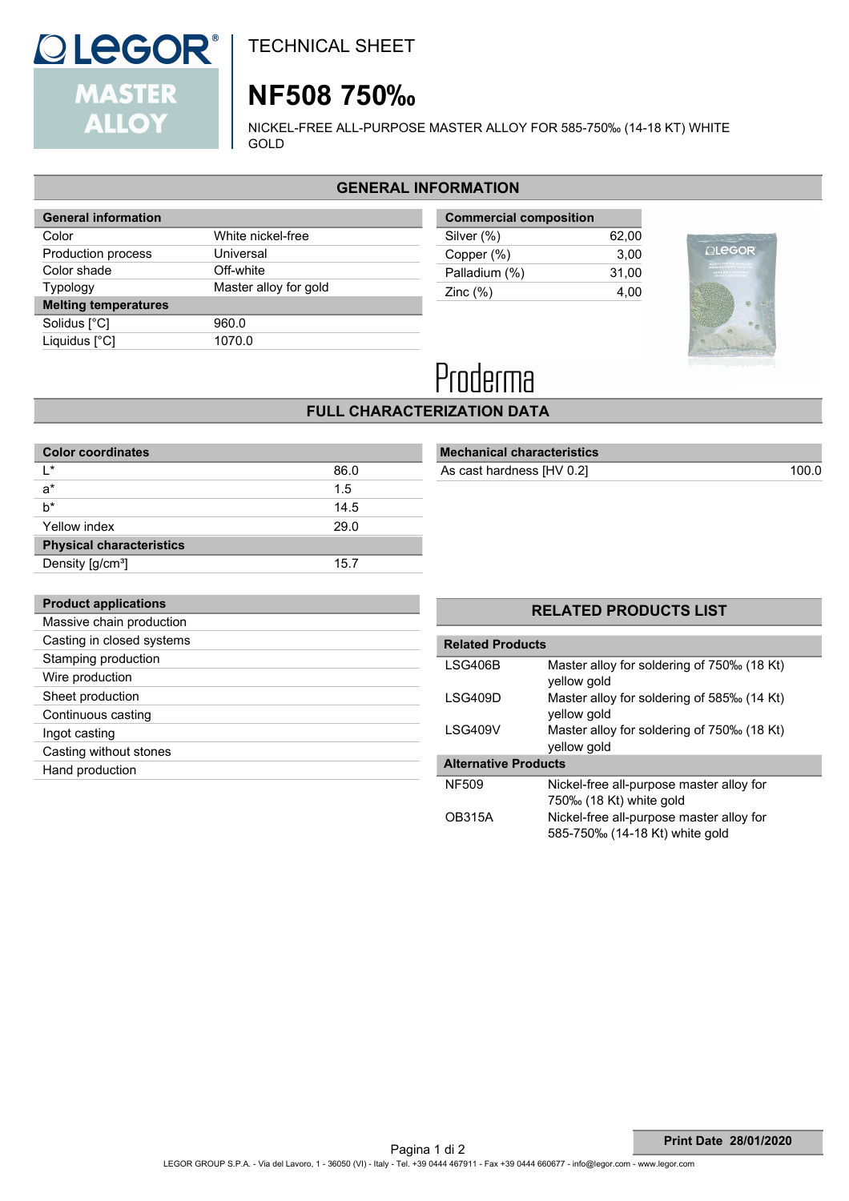# TECHNICAL SHEET

# NF508 750‰

NICKEL-FREE ALL-PURPOSE MASTER ALLOY FOR 585-750‰ (14-18 KT) WHITE GOLD

## GENERAL INFORMATION

| General information | |
|---|---|
| Color | White nickel-free |
| Production process | Universal |
| Color shade | Off-white |
| Typology | Master alloy for gold |
| **Melting temperatures** | |
| Solidus [°C] | 960.0 |
| Liquidus [°C] | 1070.0 |

| Commercial composition | |
|---|---|
| Silver (%) | 62,00 |
| Copper (%) | 3,00 |
| Palladium (%) | 31,00 |
| Zinc (%) | 4,00 |

Proderma

## FULL CHARACTERIZATION DATA

| Color coordinates | |
|---|---|
| L* | 86.0 |
| a* | 1.5 |
| b* | 14.5 |
| Yellow index | 29.0 |
| **Physical characteristics** | |
| Density [g/cm³] | 15.7 |

| Mechanical characteristics | |
|---|---|
| As cast hardness [HV 0.2] | 100.0 |

| Product applications |
|---|
| Massive chain production |
| Casting in closed systems |
| Stamping production |
| Wire production |
| Sheet production |
| Continuous casting |
| Ingot casting |
| Casting without stones |
| Hand production |

## RELATED PRODUCTS LIST

| Related Products | |
|---|---|
| LSG406B | Master alloy for soldering of 750‰ (18 Kt) yellow gold |
| LSG409D | Master alloy for soldering of 585‰ (14 Kt) yellow gold |
| LSG409V | Master alloy for soldering of 750‰ (18 Kt) yellow gold |
| **Alternative Products** | |
| NF509 | Nickel-free all-purpose master alloy for 750‰ (18 Kt) white gold |
| OB315A | Nickel-free all-purpose master alloy for 585-750‰ (14-18 Kt) white gold |

**Print Date 28/01/2020**

LEGOR GROUP S.P.A. - Via del Lavoro, 1 - 36050 (VI) - Italy - Tel. +39 0444 467911 - Fax +39 0444 660677 - info@legor.com - www.legor.com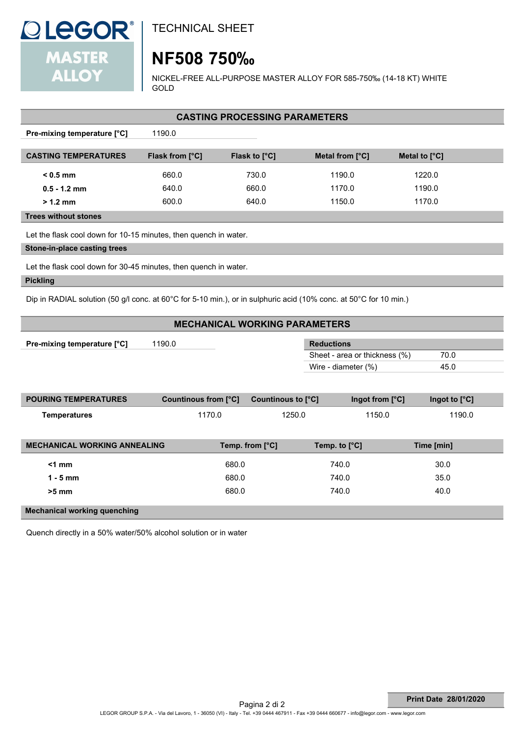TECHNICAL SHEET

# NF508 750‰

NICKEL-FREE ALL-PURPOSE MASTER ALLOY FOR 585-750‰ (14-18 KT) WHITE GOLD

## CASTING PROCESSING PARAMETERS

**Pre-mixing temperature [°C]** 1190.0

| CASTING TEMPERATURES | Flask from [°C] | Flask to [°C] | Metal from [°C] | Metal to [°C] |
|---|---|---|---|---|
| **< 0.5 mm** | 660.0 | 730.0 | 1190.0 | 1220.0 |
| **0.5 - 1.2 mm** | 640.0 | 660.0 | 1170.0 | 1190.0 |
| **> 1.2 mm** | 600.0 | 640.0 | 1150.0 | 1170.0 |

### Trees without stones

Let the flask cool down for 10-15 minutes, then quench in water.

### Stone-in-place casting trees

Let the flask cool down for 30-45 minutes, then quench in water.

### Pickling

Dip in RADIAL solution (50 g/l conc. at 60°C for 5-10 min.), or in sulphuric acid (10% conc. at 50°C for 10 min.)

## MECHANICAL WORKING PARAMETERS

**Pre-mixing temperature [°C]** 1190.0

| Reductions | |
|---|---|
| Sheet - area or thickness (%) | 70.0 |
| Wire - diameter (%) | 45.0 |

| POURING TEMPERATURES | Countinous from [°C] | Countinous to [°C] | Ingot from [°C] | Ingot to [°C] |
|---|---|---|---|---|
| **Temperatures** | 1170.0 | 1250.0 | 1150.0 | 1190.0 |

| MECHANICAL WORKING ANNEALING | Temp. from [°C] | Temp. to [°C] | Time [min] |
|---|---|---|---|
| **<1 mm** | 680.0 | 740.0 | 30.0 |
| **1 - 5 mm** | 680.0 | 740.0 | 35.0 |
| **>5 mm** | 680.0 | 740.0 | 40.0 |

### Mechanical working quenching

Quench directly in a 50% water/50% alcohol solution or in water

**Print Date 28/01/2020**

LEGOR GROUP S.P.A. - Via del Lavoro, 1 - 36050 (VI) - Italy - Tel. +39 0444 467911 - Fax +39 0444 660677 - info@legor.com - www.legor.com